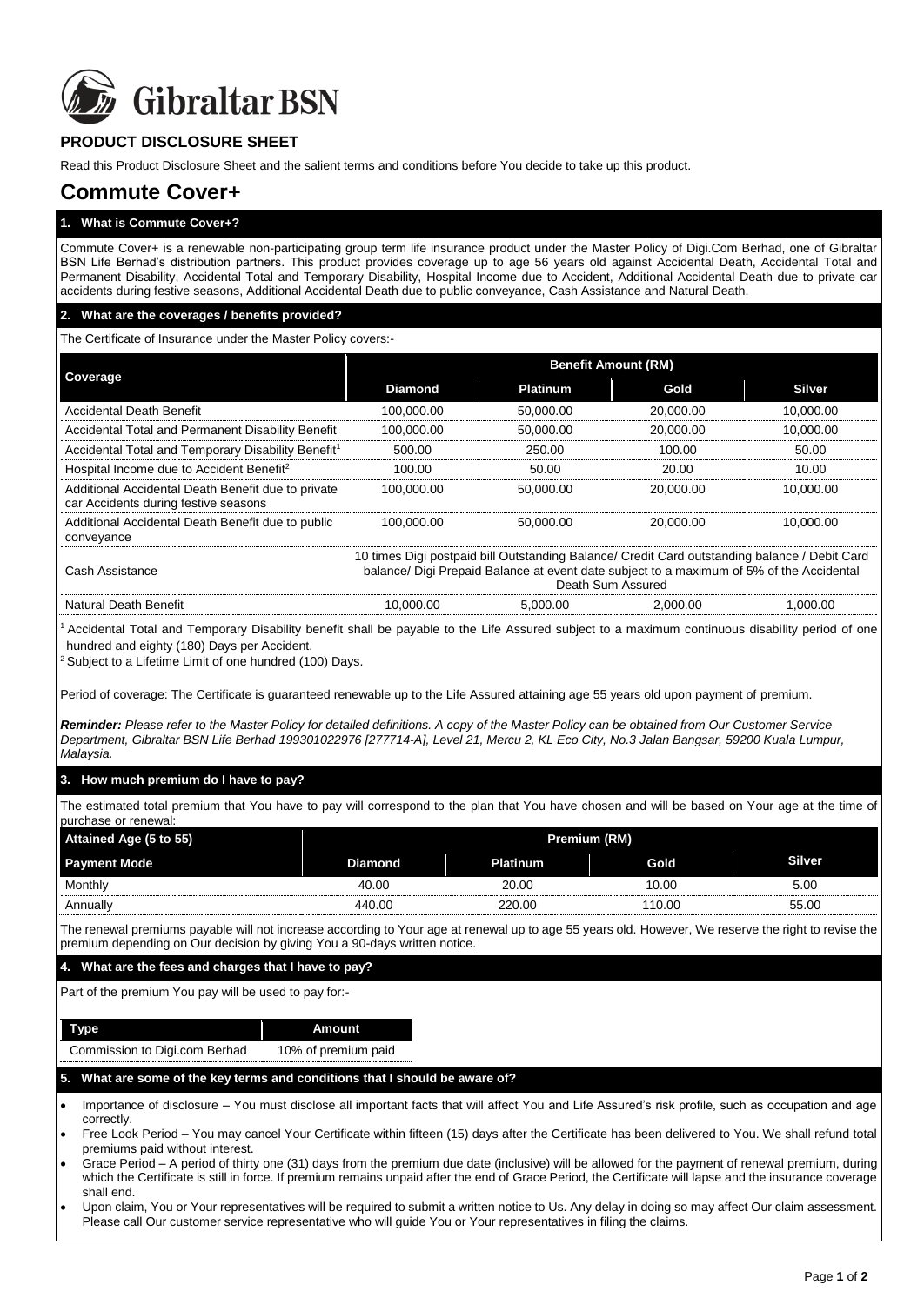Gibraltar BSN

## PRODUCT DISCLOSURE SHEET

Read this Product Disclosure Sheet and the salient terms and conditions before You decide to take up this product.

# Commute Cover+

### 1. What is Commute Cover+?

Commute Cover+ is a renewable non-participating group term life insurance product under the Master Policy of Digi.Com Berhad, one of Gibraltar BSN Life Berhad's distribution partners. This product provides coverage up to age 56 years old against Accidental Death, Accidental Total and Permanent Disability, Accidental Total and Temporary Disability, Hospital Income due to Accident, Additional Accidental Death due to private car accidents during festive seasons, Additional Accidental Death due to public conveyance, Cash Assistance and Natural Death.

### 2. What are the coverages / benefits provided?

The Certificate of Insurance under the Master Policy covers:-

| Coverage | Benefit Amount (RM) | | | |
|---|---|---|---|---|
| | Diamond | Platinum | Gold | Silver |
| Accidental Death Benefit | 100,000.00 | 50,000.00 | 20,000.00 | 10,000.00 |
| Accidental Total and Permanent Disability Benefit | 100,000.00 | 50,000.00 | 20,000.00 | 10,000.00 |
| Accidental Total and Temporary Disability Benefit[1] | 500.00 | 250.00 | 100.00 | 50.00 |
| Hospital Income due to Accident Benefit[2] | 100.00 | 50.00 | 20.00 | 10.00 |
| Additional Accidental Death Benefit due to private car Accidents during festive seasons | 100,000.00 | 50,000.00 | 20,000.00 | 10,000.00 |
| Additional Accidental Death Benefit due to public conveyance | 100,000.00 | 50,000.00 | 20,000.00 | 10,000.00 |
| Cash Assistance | 10 times Digi postpaid bill Outstanding Balance/ Credit Card outstanding balance / Debit Card balance/ Digi Prepaid Balance at event date subject to a maximum of 5% of the Accidental Death Sum Assured | | | |
| Natural Death Benefit | 10,000.00 | 5,000.00 | 2,000.00 | 1,000.00 |

[1] Accidental Total and Temporary Disability benefit shall be payable to the Life Assured subject to a maximum continuous disability period of one hundred and eighty (180) Days per Accident.

[2] Subject to a Lifetime Limit of one hundred (100) Days.

Period of coverage: The Certificate is guaranteed renewable up to the Life Assured attaining age 55 years old upon payment of premium.

***Reminder:*** *Please refer to the Master Policy for detailed definitions. A copy of the Master Policy can be obtained from Our Customer Service Department, Gibraltar BSN Life Berhad 199301022976 [277714-A], Level 21, Mercu 2, KL Eco City, No.3 Jalan Bangsar, 59200 Kuala Lumpur, Malaysia.*

### 3. How much premium do I have to pay?

The estimated total premium that You have to pay will correspond to the plan that You have chosen and will be based on Your age at the time of purchase or renewal:

| Attained Age (5 to 55) | Premium (RM) | | | |
|---|---|---|---|---|
| Payment Mode | Diamond | Platinum | Gold | Silver |
| Monthly | 40.00 | 20.00 | 10.00 | 5.00 |
| Annually | 440.00 | 220.00 | 110.00 | 55.00 |

The renewal premiums payable will not increase according to Your age at renewal up to age 55 years old. However, We reserve the right to revise the premium depending on Our decision by giving You a 90-days written notice.

### 4. What are the fees and charges that I have to pay?

Part of the premium You pay will be used to pay for:-

| Type | Amount |
|---|---|
| Commission to Digi.com Berhad | 10% of premium paid |

### 5. What are some of the key terms and conditions that I should be aware of?

- Importance of disclosure – You must disclose all important facts that will affect You and Life Assured's risk profile, such as occupation and age correctly.
- Free Look Period – You may cancel Your Certificate within fifteen (15) days after the Certificate has been delivered to You. We shall refund total premiums paid without interest.
- Grace Period – A period of thirty one (31) days from the premium due date (inclusive) will be allowed for the payment of renewal premium, during which the Certificate is still in force. If premium remains unpaid after the end of Grace Period, the Certificate will lapse and the insurance coverage shall end.
- Upon claim, You or Your representatives will be required to submit a written notice to Us. Any delay in doing so may affect Our claim assessment. Please call Our customer service representative who will guide You or Your representatives in filing the claims.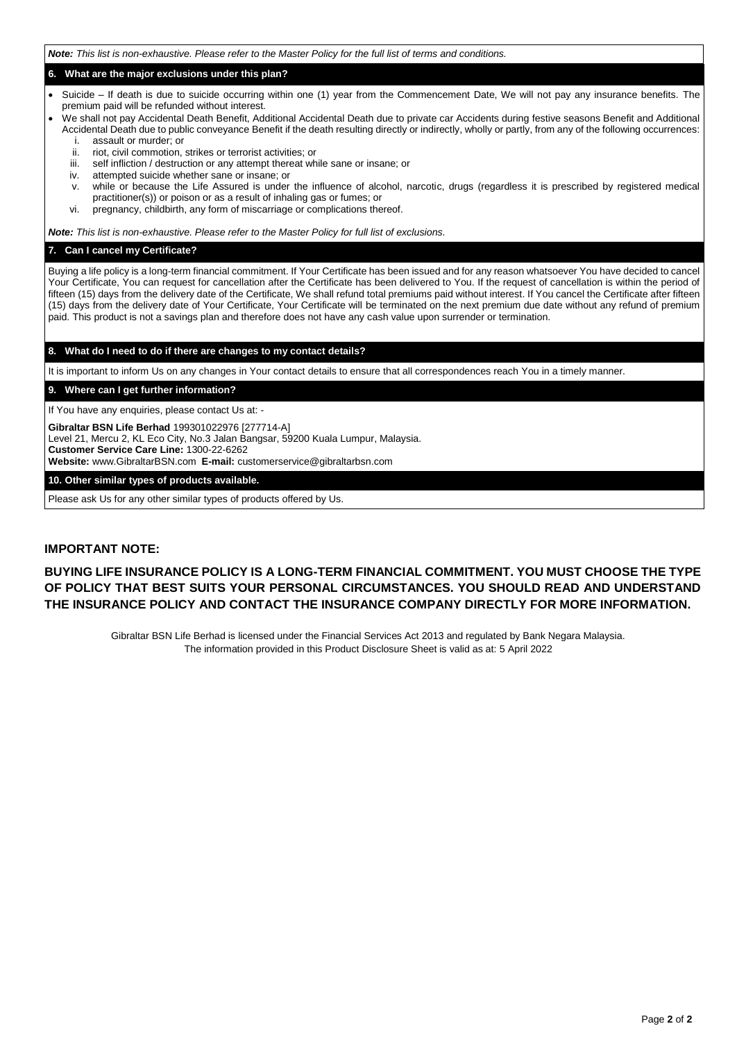***Note:*** *This list is non-exhaustive. Please refer to the Master Policy for the full list of terms and conditions.*

### 6. What are the major exclusions under this plan?

- Suicide – If death is due to suicide occurring within one (1) year from the Commencement Date, We will not pay any insurance benefits. The premium paid will be refunded without interest.
- We shall not pay Accidental Death Benefit, Additional Accidental Death due to private car Accidents during festive seasons Benefit and Additional Accidental Death due to public conveyance Benefit if the death resulting directly or indirectly, wholly or partly, from any of the following occurrences:
  1. assault or murder; or
  2. riot, civil commotion, strikes or terrorist activities; or
  3. self infliction / destruction or any attempt thereat while sane or insane; or
  4. attempted suicide whether sane or insane; or
  5. while or because the Life Assured is under the influence of alcohol, narcotic, drugs (regardless it is prescribed by registered medical practitioner(s)) or poison or as a result of inhaling gas or fumes; or
  6. pregnancy, childbirth, any form of miscarriage or complications thereof.

***Note:*** *This list is non-exhaustive. Please refer to the Master Policy for full list of exclusions.*

### 7. Can I cancel my Certificate?

Buying a life policy is a long-term financial commitment. If Your Certificate has been issued and for any reason whatsoever You have decided to cancel Your Certificate, You can request for cancellation after the Certificate has been delivered to You. If the request of cancellation is within the period of fifteen (15) days from the delivery date of the Certificate, We shall refund total premiums paid without interest. If You cancel the Certificate after fifteen (15) days from the delivery date of Your Certificate, Your Certificate will be terminated on the next premium due date without any refund of premium paid. This product is not a savings plan and therefore does not have any cash value upon surrender or termination.

### 8. What do I need to do if there are changes to my contact details?

It is important to inform Us on any changes in Your contact details to ensure that all correspondences reach You in a timely manner.

### 9. Where can I get further information?

If You have any enquiries, please contact Us at: -

**Gibraltar BSN Life Berhad** 199301022976 [277714-A]
Level 21, Mercu 2, KL Eco City, No.3 Jalan Bangsar, 59200 Kuala Lumpur, Malaysia.
**Customer Service Care Line:** 1300-22-6262
**Website:** www.GibraltarBSN.com **E-mail:** customerservice@gibraltarbsn.com

### 10. Other similar types of products available.

Please ask Us for any other similar types of products offered by Us.

## IMPORTANT NOTE:

**BUYING LIFE INSURANCE POLICY IS A LONG-TERM FINANCIAL COMMITMENT. YOU MUST CHOOSE THE TYPE OF POLICY THAT BEST SUITS YOUR PERSONAL CIRCUMSTANCES. YOU SHOULD READ AND UNDERSTAND THE INSURANCE POLICY AND CONTACT THE INSURANCE COMPANY DIRECTLY FOR MORE INFORMATION.**

Gibraltar BSN Life Berhad is licensed under the Financial Services Act 2013 and regulated by Bank Negara Malaysia.
The information provided in this Product Disclosure Sheet is valid as at: 5 April 2022